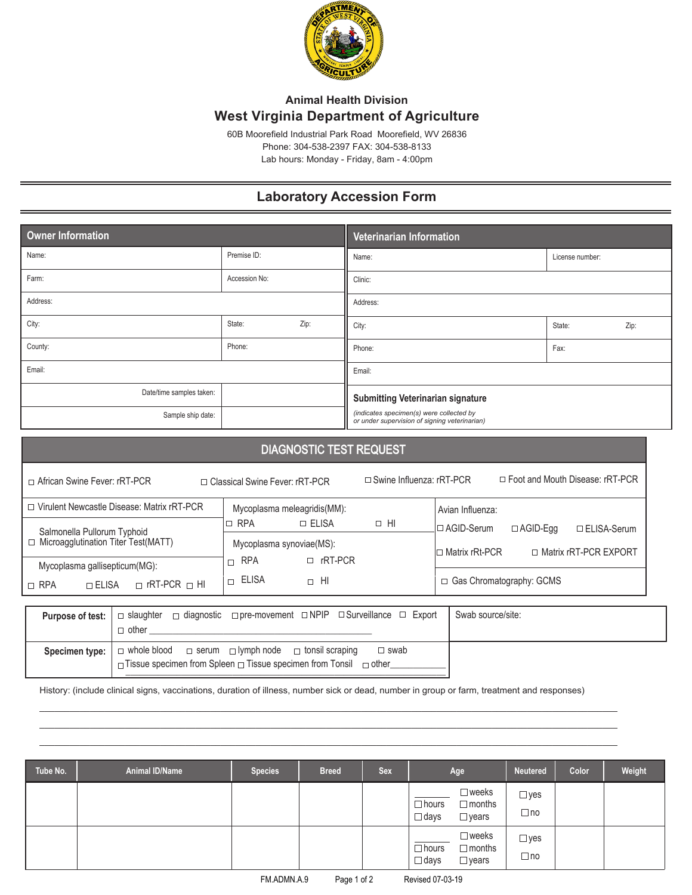### Animal Health Division

## West Virginia Department of Agriculture

60B Moorefield Industrial Park Road Moorefield, WV 26836
Phone: 304-538-2397 FAX: 304-538-8133
Lab hours: Monday - Friday, 8am - 4:00pm

# Laboratory Accession Form

| Owner Information | |
|---|---|
| Name: | Premise ID: |
| Farm: | Accession No: |
| Address: | |
| City: | State: Zip: |
| County: | Phone: |
| Email: | |
| Date/time samples taken: | |
| Sample ship date: | |

| Veterinarian Information | |
|---|---|
| Name: | License number: |
| Clinic: | |
| Address: | |
| City: | State: Zip: |
| Phone: | Fax: |
| Email: | |
| **Submitting Veterinarian signature** *(indicates specimen(s) were collected by or under supervision of signing veterinarian)* | |

## DIAGNOSTIC TEST REQUEST

☐ African Swine Fever: rRT-PCR ☐ Classical Swine Fever: rRT-PCR ☐ Swine Influenza: rRT-PCR ☐ Foot and Mouth Disease: rRT-PCR

| | | |
|---|---|---|
| ☐ Virulent Newcastle Disease: Matrix rRT-PCR | Mycoplasma meleagridis(MM): ☐ RPA ☐ ELISA ☐ HI | Avian Influenza: ☐ AGID-Serum ☐ AGID-Egg ☐ ELISA-Serum |
| ☐ Salmonella Pullorum Typhoid Microagglutination Titer Test(MATT) | Mycoplasma synoviae(MS): ☐ RPA ☐ rRT-PCR | ☐ Matrix rRt-PCR ☐ Matrix rRT-PCR EXPORT |
| Mycoplasma gallisepticum(MG): ☐ RPA ☐ ELISA ☐ rRT-PCR ☐ HI | ☐ ELISA ☐ HI | ☐ Gas Chromatography: GCMS |

| | | |
|---|---|---|
| **Purpose of test:** | ☐ slaughter ☐ diagnostic ☐ pre-movement ☐ NPIP ☐ Surveillance ☐ Export ☐ other ____________ | Swab source/site: |
| **Specimen type:** | ☐ whole blood ☐ serum ☐ lymph node ☐ tonsil scraping ☐ swab ☐ Tissue specimen from Spleen ☐ Tissue specimen from Tonsil ☐ other____________ | |

History: (include clinical signs, vaccinations, duration of illness, number sick or dead, number in group or farm, treatment and responses)

______________________________________________________________________

______________________________________________________________________

______________________________________________________________________

| Tube No. | Animal ID/Name | Species | Breed | Sex | Age | Neutered | Color | Weight |
|---|---|---|---|---|---|---|---|---|
| | | | | | _____ ☐ hours ☐ days ☐ weeks ☐ months ☐ years | ☐ yes ☐ no | | |
| | | | | | _____ ☐ hours ☐ days ☐ weeks ☐ months ☐ years | ☐ yes ☐ no | | |

FM.ADMN.A.9 Revised 07-03-19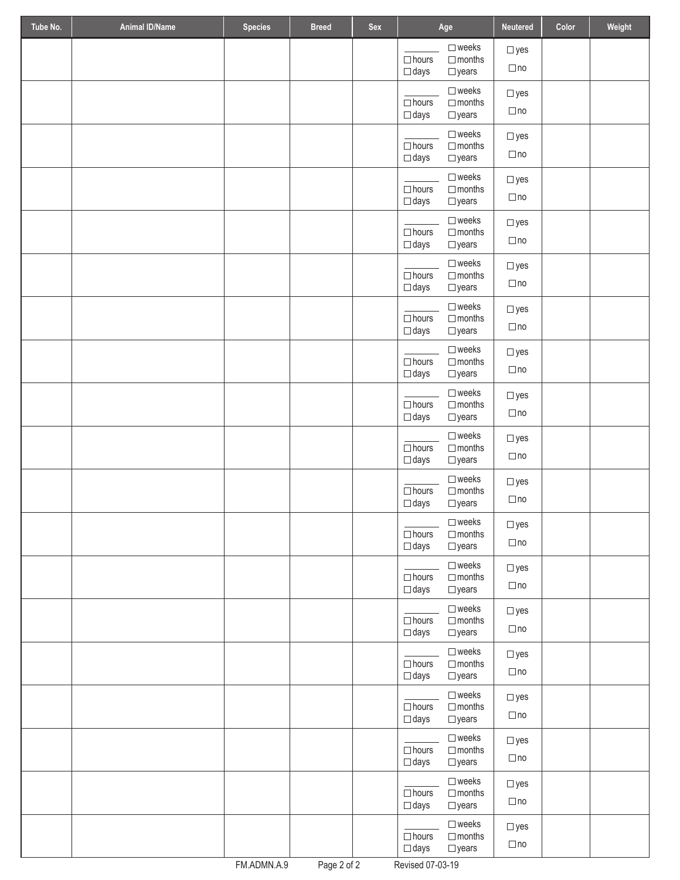| Tube No. | Animal ID/Name | Species | Breed | Sex | Age | Neutered | Color | Weight |
|---|---|---|---|---|---|---|---|---|
| | | | | | _______ ☐ hours ☐ days ☐ weeks ☐ months ☐ years | ☐ yes ☐ no | | |
| | | | | | _______ ☐ hours ☐ days ☐ weeks ☐ months ☐ years | ☐ yes ☐ no | | |
| | | | | | _______ ☐ hours ☐ days ☐ weeks ☐ months ☐ years | ☐ yes ☐ no | | |
| | | | | | _______ ☐ hours ☐ days ☐ weeks ☐ months ☐ years | ☐ yes ☐ no | | |
| | | | | | _______ ☐ hours ☐ days ☐ weeks ☐ months ☐ years | ☐ yes ☐ no | | |
| | | | | | _______ ☐ hours ☐ days ☐ weeks ☐ months ☐ years | ☐ yes ☐ no | | |
| | | | | | _______ ☐ hours ☐ days ☐ weeks ☐ months ☐ years | ☐ yes ☐ no | | |
| | | | | | _______ ☐ hours ☐ days ☐ weeks ☐ months ☐ years | ☐ yes ☐ no | | |
| | | | | | _______ ☐ hours ☐ days ☐ weeks ☐ months ☐ years | ☐ yes ☐ no | | |
| | | | | | _______ ☐ hours ☐ days ☐ weeks ☐ months ☐ years | ☐ yes ☐ no | | |
| | | | | | _______ ☐ hours ☐ days ☐ weeks ☐ months ☐ years | ☐ yes ☐ no | | |
| | | | | | _______ ☐ hours ☐ days ☐ weeks ☐ months ☐ years | ☐ yes ☐ no | | |
| | | | | | _______ ☐ hours ☐ days ☐ weeks ☐ months ☐ years | ☐ yes ☐ no | | |
| | | | | | _______ ☐ hours ☐ days ☐ weeks ☐ months ☐ years | ☐ yes ☐ no | | |
| | | | | | _______ ☐ hours ☐ days ☐ weeks ☐ months ☐ years | ☐ yes ☐ no | | |
| | | | | | _______ ☐ hours ☐ days ☐ weeks ☐ months ☐ years | ☐ yes ☐ no | | |
| | | | | | _______ ☐ hours ☐ days ☐ weeks ☐ months ☐ years | ☐ yes ☐ no | | |
| | | | | | _______ ☐ hours ☐ days ☐ weeks ☐ months ☐ years | ☐ yes ☐ no | | |
| | | | | | _______ ☐ hours ☐ days ☐ weeks ☐ months ☐ years | ☐ yes ☐ no | | |

FM.ADMN.A.9 Revised 07-03-19